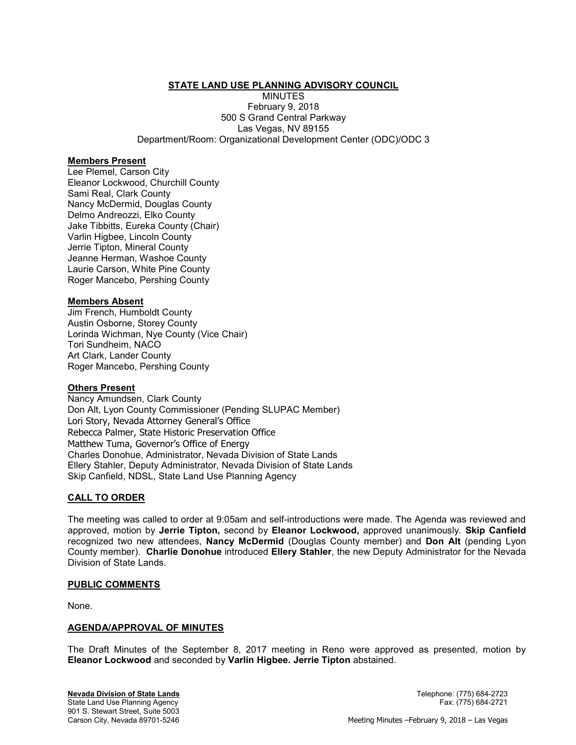# STATE LAND USE PLANNING ADVISORY COUNCIL

MINUTES
February 9, 2018
500 S Grand Central Parkway
Las Vegas, NV 89155
Department/Room: Organizational Development Center (ODC)/ODC 3

**Members Present**

Lee Plemel, Carson City
Eleanor Lockwood, Churchill County
Sami Real, Clark County
Nancy McDermid, Douglas County
Delmo Andreozzi, Elko County
Jake Tibbitts, Eureka County (Chair)
Varlin Higbee, Lincoln County
Jerrie Tipton, Mineral County
Jeanne Herman, Washoe County
Laurie Carson, White Pine County
Roger Mancebo, Pershing County

**Members Absent**

Jim French, Humboldt County
Austin Osborne, Storey County
Lorinda Wichman, Nye County (Vice Chair)
Tori Sundheim, NACO
Art Clark, Lander County
Roger Mancebo, Pershing County

**Others Present**

Nancy Amundsen, Clark County
Don Alt, Lyon County Commissioner (Pending SLUPAC Member)
Lori Story, Nevada Attorney General's Office
Rebecca Palmer, State Historic Preservation Office
Matthew Tuma, Governor's Office of Energy
Charles Donohue, Administrator, Nevada Division of State Lands
Ellery Stahler, Deputy Administrator, Nevada Division of State Lands
Skip Canfield, NDSL, State Land Use Planning Agency

## CALL TO ORDER

The meeting was called to order at 9:05am and self-introductions were made. The Agenda was reviewed and approved, motion by **Jerrie Tipton,** second by **Eleanor Lockwood,** approved unanimously. **Skip Canfield** recognized two new attendees, **Nancy McDermid** (Douglas County member) and **Don Alt** (pending Lyon County member). **Charlie Donohue** introduced **Ellery Stahler**, the new Deputy Administrator for the Nevada Division of State Lands.

## PUBLIC COMMENTS

None.

## AGENDA/APPROVAL OF MINUTES

The Draft Minutes of the September 8, 2017 meeting in Reno were approved as presented, motion by **Eleanor Lockwood** and seconded by **Varlin Higbee. Jerrie Tipton** abstained.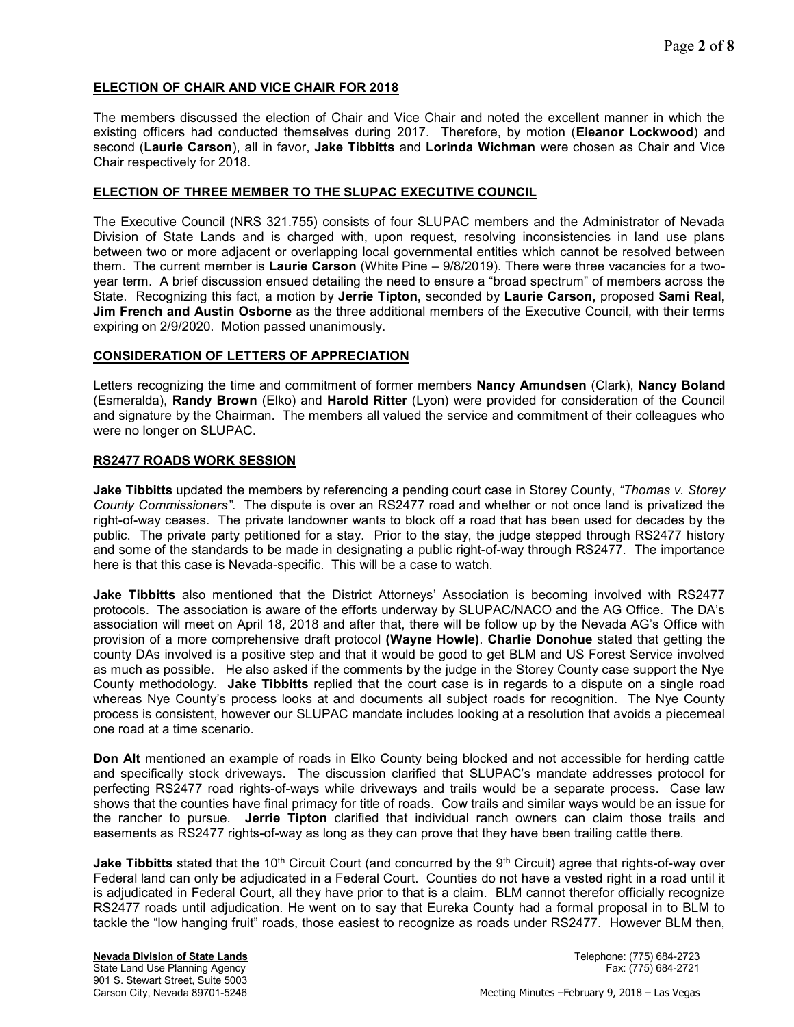## ELECTION OF CHAIR AND VICE CHAIR FOR 2018

The members discussed the election of Chair and Vice Chair and noted the excellent manner in which the existing officers had conducted themselves during 2017. Therefore, by motion (**Eleanor Lockwood**) and second (**Laurie Carson**), all in favor, **Jake Tibbitts** and **Lorinda Wichman** were chosen as Chair and Vice Chair respectively for 2018.

## ELECTION OF THREE MEMBER TO THE SLUPAC EXECUTIVE COUNCIL

The Executive Council (NRS 321.755) consists of four SLUPAC members and the Administrator of Nevada Division of State Lands and is charged with, upon request, resolving inconsistencies in land use plans between two or more adjacent or overlapping local governmental entities which cannot be resolved between them. The current member is **Laurie Carson** (White Pine – 9/8/2019). There were three vacancies for a two-year term. A brief discussion ensued detailing the need to ensure a "broad spectrum" of members across the State. Recognizing this fact, a motion by **Jerrie Tipton,** seconded by **Laurie Carson,** proposed **Sami Real, Jim French and Austin Osborne** as the three additional members of the Executive Council, with their terms expiring on 2/9/2020. Motion passed unanimously.

## CONSIDERATION OF LETTERS OF APPRECIATION

Letters recognizing the time and commitment of former members **Nancy Amundsen** (Clark), **Nancy Boland** (Esmeralda), **Randy Brown** (Elko) and **Harold Ritter** (Lyon) were provided for consideration of the Council and signature by the Chairman. The members all valued the service and commitment of their colleagues who were no longer on SLUPAC.

## RS2477 ROADS WORK SESSION

**Jake Tibbitts** updated the members by referencing a pending court case in Storey County, *"Thomas v. Storey County Commissioners"*. The dispute is over an RS2477 road and whether or not once land is privatized the right-of-way ceases. The private landowner wants to block off a road that has been used for decades by the public. The private party petitioned for a stay. Prior to the stay, the judge stepped through RS2477 history and some of the standards to be made in designating a public right-of-way through RS2477. The importance here is that this case is Nevada-specific. This will be a case to watch.

**Jake Tibbitts** also mentioned that the District Attorneys' Association is becoming involved with RS2477 protocols. The association is aware of the efforts underway by SLUPAC/NACO and the AG Office. The DA's association will meet on April 18, 2018 and after that, there will be follow up by the Nevada AG's Office with provision of a more comprehensive draft protocol **(Wayne Howle)**. **Charlie Donohue** stated that getting the county DAs involved is a positive step and that it would be good to get BLM and US Forest Service involved as much as possible. He also asked if the comments by the judge in the Storey County case support the Nye County methodology. **Jake Tibbitts** replied that the court case is in regards to a dispute on a single road whereas Nye County's process looks at and documents all subject roads for recognition. The Nye County process is consistent, however our SLUPAC mandate includes looking at a resolution that avoids a piecemeal one road at a time scenario.

**Don Alt** mentioned an example of roads in Elko County being blocked and not accessible for herding cattle and specifically stock driveways. The discussion clarified that SLUPAC's mandate addresses protocol for perfecting RS2477 road rights-of-ways while driveways and trails would be a separate process. Case law shows that the counties have final primacy for title of roads. Cow trails and similar ways would be an issue for the rancher to pursue. **Jerrie Tipton** clarified that individual ranch owners can claim those trails and easements as RS2477 rights-of-way as long as they can prove that they have been trailing cattle there.

**Jake Tibbitts** stated that the 10th Circuit Court (and concurred by the 9th Circuit) agree that rights-of-way over Federal land can only be adjudicated in a Federal Court. Counties do not have a vested right in a road until it is adjudicated in Federal Court, all they have prior to that is a claim. BLM cannot therefor officially recognize RS2477 roads until adjudication. He went on to say that Eureka County had a formal proposal in to BLM to tackle the "low hanging fruit" roads, those easiest to recognize as roads under RS2477. However BLM then,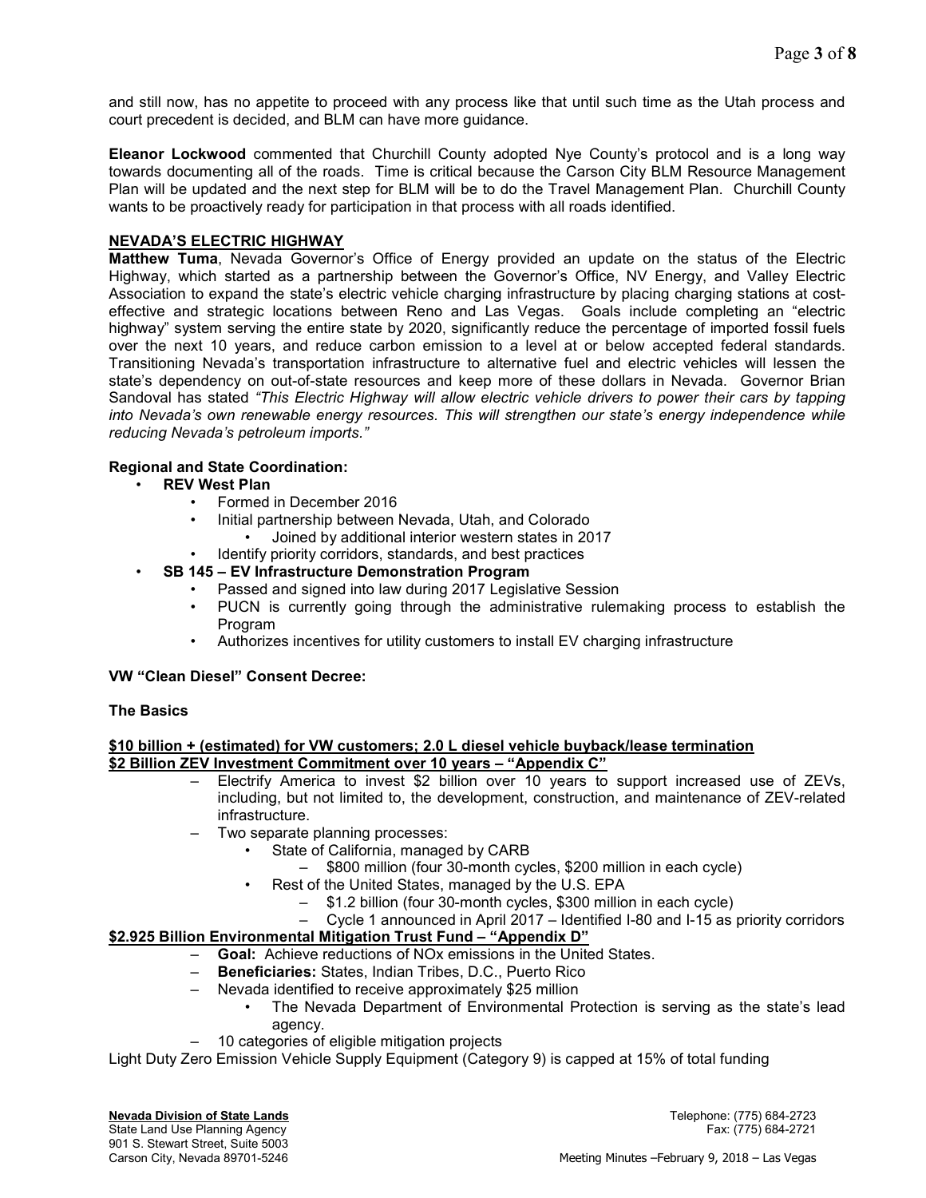and still now, has no appetite to proceed with any process like that until such time as the Utah process and court precedent is decided, and BLM can have more guidance.

**Eleanor Lockwood** commented that Churchill County adopted Nye County's protocol and is a long way towards documenting all of the roads. Time is critical because the Carson City BLM Resource Management Plan will be updated and the next step for BLM will be to do the Travel Management Plan. Churchill County wants to be proactively ready for participation in that process with all roads identified.

## NEVADA'S ELECTRIC HIGHWAY

**Matthew Tuma**, Nevada Governor's Office of Energy provided an update on the status of the Electric Highway, which started as a partnership between the Governor's Office, NV Energy, and Valley Electric Association to expand the state's electric vehicle charging infrastructure by placing charging stations at cost-effective and strategic locations between Reno and Las Vegas. Goals include completing an "electric highway" system serving the entire state by 2020, significantly reduce the percentage of imported fossil fuels over the next 10 years, and reduce carbon emission to a level at or below accepted federal standards. Transitioning Nevada's transportation infrastructure to alternative fuel and electric vehicles will lessen the state's dependency on out-of-state resources and keep more of these dollars in Nevada. Governor Brian Sandoval has stated *"This Electric Highway will allow electric vehicle drivers to power their cars by tapping into Nevada's own renewable energy resources. This will strengthen our state's energy independence while reducing Nevada's petroleum imports."*

**Regional and State Coordination:**

- **REV West Plan**
  - Formed in December 2016
  - Initial partnership between Nevada, Utah, and Colorado
    - Joined by additional interior western states in 2017
  - Identify priority corridors, standards, and best practices
- **SB 145 – EV Infrastructure Demonstration Program**
  - Passed and signed into law during 2017 Legislative Session
  - PUCN is currently going through the administrative rulemaking process to establish the Program
  - Authorizes incentives for utility customers to install EV charging infrastructure

**VW "Clean Diesel" Consent Decree:**

**The Basics**

**$10 billion + (estimated) for VW customers; 2.0 L diesel vehicle buyback/lease termination**

**$2 Billion ZEV Investment Commitment over 10 years – "Appendix C"**

- Electrify America to invest $2 billion over 10 years to support increased use of ZEVs, including, but not limited to, the development, construction, and maintenance of ZEV-related infrastructure.
- Two separate planning processes:
  - State of California, managed by CARB
    - $800 million (four 30-month cycles, $200 million in each cycle)
  - Rest of the United States, managed by the U.S. EPA
    - $1.2 billion (four 30-month cycles, $300 million in each cycle)
    - Cycle 1 announced in April 2017 – Identified I-80 and I-15 as priority corridors

**$2.925 Billion Environmental Mitigation Trust Fund – "Appendix D"**

- **Goal:** Achieve reductions of NOx emissions in the United States.
- **Beneficiaries:** States, Indian Tribes, D.C., Puerto Rico
- Nevada identified to receive approximately $25 million
  - The Nevada Department of Environmental Protection is serving as the state's lead agency.
- 10 categories of eligible mitigation projects

Light Duty Zero Emission Vehicle Supply Equipment (Category 9) is capped at 15% of total funding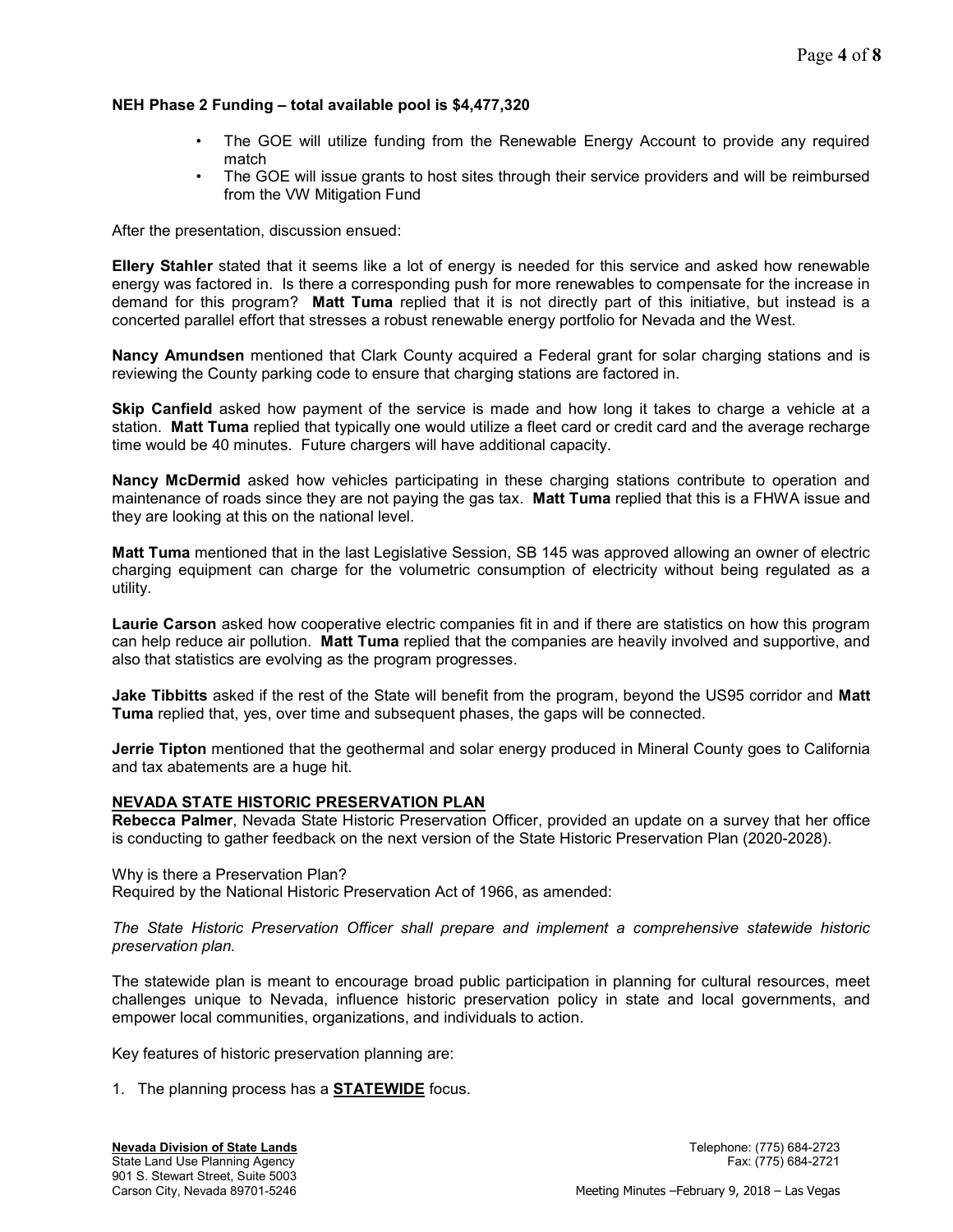**NEH Phase 2 Funding – total available pool is $4,477,320**

- The GOE will utilize funding from the Renewable Energy Account to provide any required match
- The GOE will issue grants to host sites through their service providers and will be reimbursed from the VW Mitigation Fund

After the presentation, discussion ensued:

**Ellery Stahler** stated that it seems like a lot of energy is needed for this service and asked how renewable energy was factored in. Is there a corresponding push for more renewables to compensate for the increase in demand for this program? **Matt Tuma** replied that it is not directly part of this initiative, but instead is a concerted parallel effort that stresses a robust renewable energy portfolio for Nevada and the West.

**Nancy Amundsen** mentioned that Clark County acquired a Federal grant for solar charging stations and is reviewing the County parking code to ensure that charging stations are factored in.

**Skip Canfield** asked how payment of the service is made and how long it takes to charge a vehicle at a station. **Matt Tuma** replied that typically one would utilize a fleet card or credit card and the average recharge time would be 40 minutes. Future chargers will have additional capacity.

**Nancy McDermid** asked how vehicles participating in these charging stations contribute to operation and maintenance of roads since they are not paying the gas tax. **Matt Tuma** replied that this is a FHWA issue and they are looking at this on the national level.

**Matt Tuma** mentioned that in the last Legislative Session, SB 145 was approved allowing an owner of electric charging equipment can charge for the volumetric consumption of electricity without being regulated as a utility.

**Laurie Carson** asked how cooperative electric companies fit in and if there are statistics on how this program can help reduce air pollution. **Matt Tuma** replied that the companies are heavily involved and supportive, and also that statistics are evolving as the program progresses.

**Jake Tibbitts** asked if the rest of the State will benefit from the program, beyond the US95 corridor and **Matt Tuma** replied that, yes, over time and subsequent phases, the gaps will be connected.

**Jerrie Tipton** mentioned that the geothermal and solar energy produced in Mineral County goes to California and tax abatements are a huge hit.

**NEVADA STATE HISTORIC PRESERVATION PLAN**

**Rebecca Palmer**, Nevada State Historic Preservation Officer, provided an update on a survey that her office is conducting to gather feedback on the next version of the State Historic Preservation Plan (2020-2028).

Why is there a Preservation Plan?
Required by the National Historic Preservation Act of 1966, as amended:

*The State Historic Preservation Officer shall prepare and implement a comprehensive statewide historic preservation plan.*

The statewide plan is meant to encourage broad public participation in planning for cultural resources, meet challenges unique to Nevada, influence historic preservation policy in state and local governments, and empower local communities, organizations, and individuals to action.

Key features of historic preservation planning are:

1. The planning process has a **STATEWIDE** focus.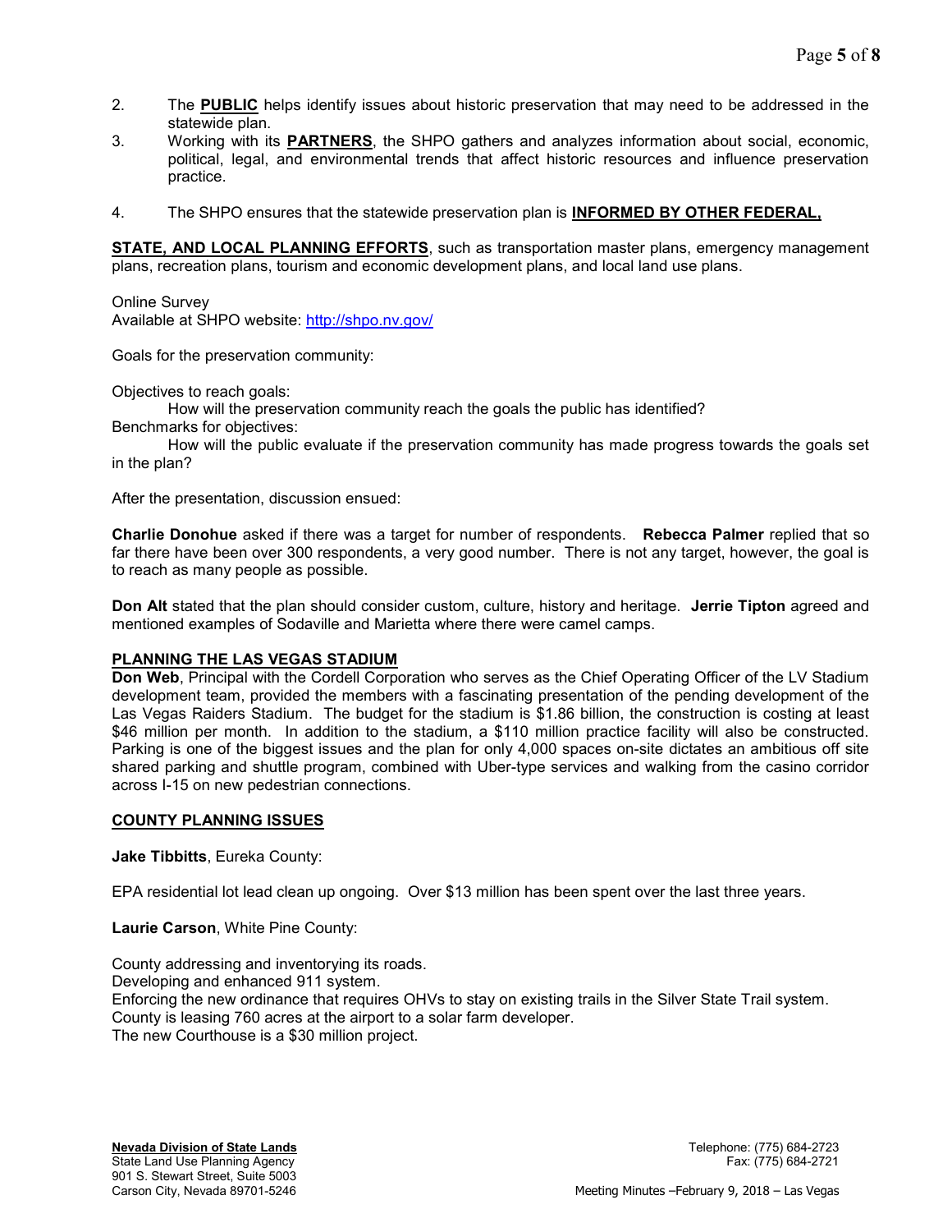2. The **PUBLIC** helps identify issues about historic preservation that may need to be addressed in the statewide plan.
3. Working with its **PARTNERS**, the SHPO gathers and analyzes information about social, economic, political, legal, and environmental trends that affect historic resources and influence preservation practice.
4. The SHPO ensures that the statewide preservation plan is **INFORMED BY OTHER FEDERAL,**

**STATE, AND LOCAL PLANNING EFFORTS**, such as transportation master plans, emergency management plans, recreation plans, tourism and economic development plans, and local land use plans.

Online Survey
Available at SHPO website: http://shpo.nv.gov/

Goals for the preservation community:

Objectives to reach goals:
How will the preservation community reach the goals the public has identified?
Benchmarks for objectives:
How will the public evaluate if the preservation community has made progress towards the goals set in the plan?

After the presentation, discussion ensued:

**Charlie Donohue** asked if there was a target for number of respondents. **Rebecca Palmer** replied that so far there have been over 300 respondents, a very good number. There is not any target, however, the goal is to reach as many people as possible.

**Don Alt** stated that the plan should consider custom, culture, history and heritage. **Jerrie Tipton** agreed and mentioned examples of Sodaville and Marietta where there were camel camps.

## PLANNING THE LAS VEGAS STADIUM

**Don Web**, Principal with the Cordell Corporation who serves as the Chief Operating Officer of the LV Stadium development team, provided the members with a fascinating presentation of the pending development of the Las Vegas Raiders Stadium. The budget for the stadium is $1.86 billion, the construction is costing at least $46 million per month. In addition to the stadium, a $110 million practice facility will also be constructed. Parking is one of the biggest issues and the plan for only 4,000 spaces on-site dictates an ambitious off site shared parking and shuttle program, combined with Uber-type services and walking from the casino corridor across I-15 on new pedestrian connections.

## COUNTY PLANNING ISSUES

**Jake Tibbitts**, Eureka County:

EPA residential lot lead clean up ongoing. Over $13 million has been spent over the last three years.

**Laurie Carson**, White Pine County:

County addressing and inventorying its roads.
Developing and enhanced 911 system.
Enforcing the new ordinance that requires OHVs to stay on existing trails in the Silver State Trail system.
County is leasing 760 acres at the airport to a solar farm developer.
The new Courthouse is a $30 million project.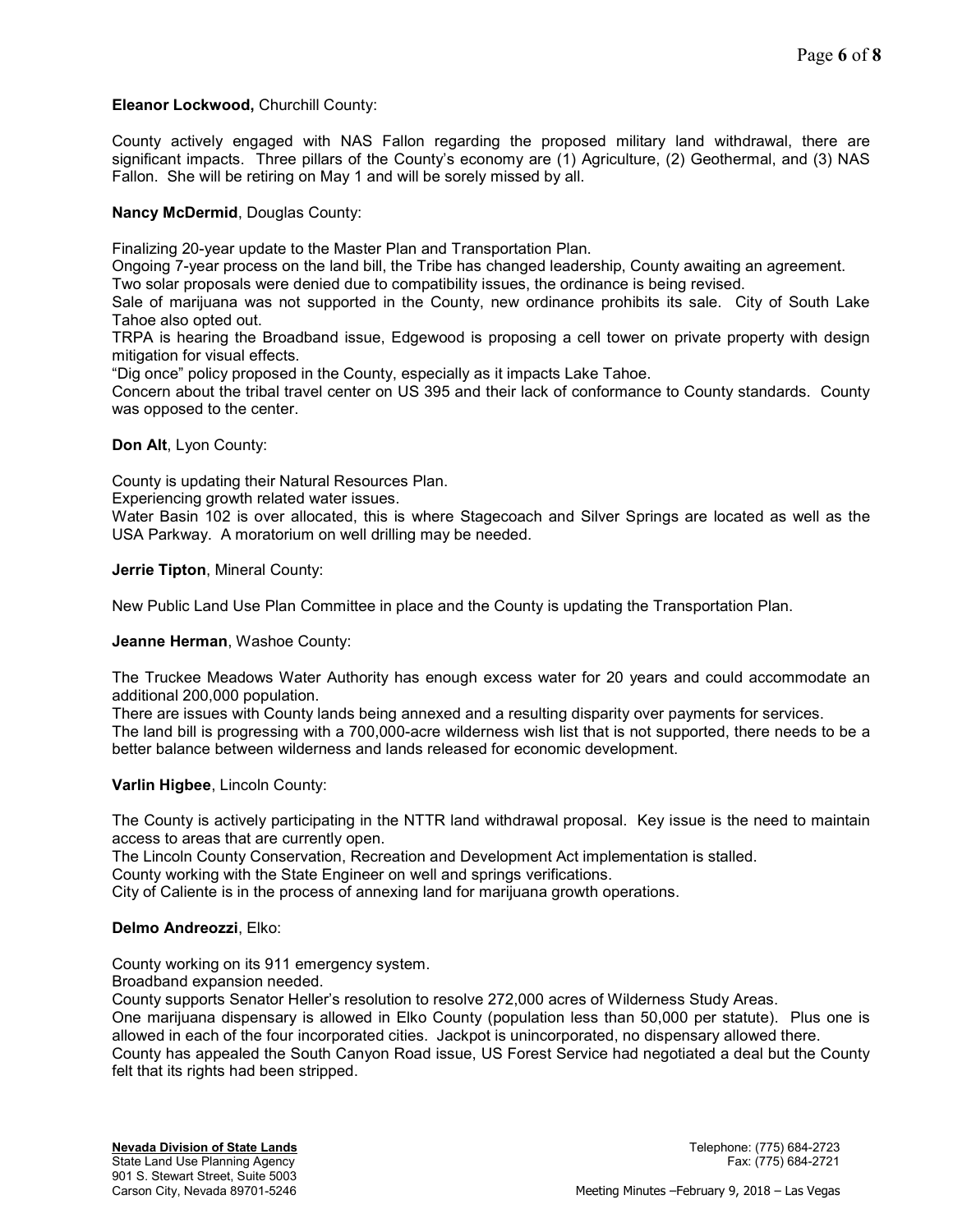**Eleanor Lockwood,** Churchill County:

County actively engaged with NAS Fallon regarding the proposed military land withdrawal, there are significant impacts. Three pillars of the County's economy are (1) Agriculture, (2) Geothermal, and (3) NAS Fallon. She will be retiring on May 1 and will be sorely missed by all.

**Nancy McDermid**, Douglas County:

Finalizing 20-year update to the Master Plan and Transportation Plan.
Ongoing 7-year process on the land bill, the Tribe has changed leadership, County awaiting an agreement.
Two solar proposals were denied due to compatibility issues, the ordinance is being revised.
Sale of marijuana was not supported in the County, new ordinance prohibits its sale. City of South Lake Tahoe also opted out.
TRPA is hearing the Broadband issue, Edgewood is proposing a cell tower on private property with design mitigation for visual effects.
"Dig once" policy proposed in the County, especially as it impacts Lake Tahoe.
Concern about the tribal travel center on US 395 and their lack of conformance to County standards. County was opposed to the center.

**Don Alt**, Lyon County:

County is updating their Natural Resources Plan.
Experiencing growth related water issues.
Water Basin 102 is over allocated, this is where Stagecoach and Silver Springs are located as well as the USA Parkway. A moratorium on well drilling may be needed.

**Jerrie Tipton**, Mineral County:

New Public Land Use Plan Committee in place and the County is updating the Transportation Plan.

**Jeanne Herman**, Washoe County:

The Truckee Meadows Water Authority has enough excess water for 20 years and could accommodate an additional 200,000 population.
There are issues with County lands being annexed and a resulting disparity over payments for services.
The land bill is progressing with a 700,000-acre wilderness wish list that is not supported, there needs to be a better balance between wilderness and lands released for economic development.

**Varlin Higbee**, Lincoln County:

The County is actively participating in the NTTR land withdrawal proposal. Key issue is the need to maintain access to areas that are currently open.
The Lincoln County Conservation, Recreation and Development Act implementation is stalled.
County working with the State Engineer on well and springs verifications.
City of Caliente is in the process of annexing land for marijuana growth operations.

**Delmo Andreozzi**, Elko:

County working on its 911 emergency system.
Broadband expansion needed.
County supports Senator Heller's resolution to resolve 272,000 acres of Wilderness Study Areas.
One marijuana dispensary is allowed in Elko County (population less than 50,000 per statute). Plus one is allowed in each of the four incorporated cities. Jackpot is unincorporated, no dispensary allowed there.
County has appealed the South Canyon Road issue, US Forest Service had negotiated a deal but the County felt that its rights had been stripped.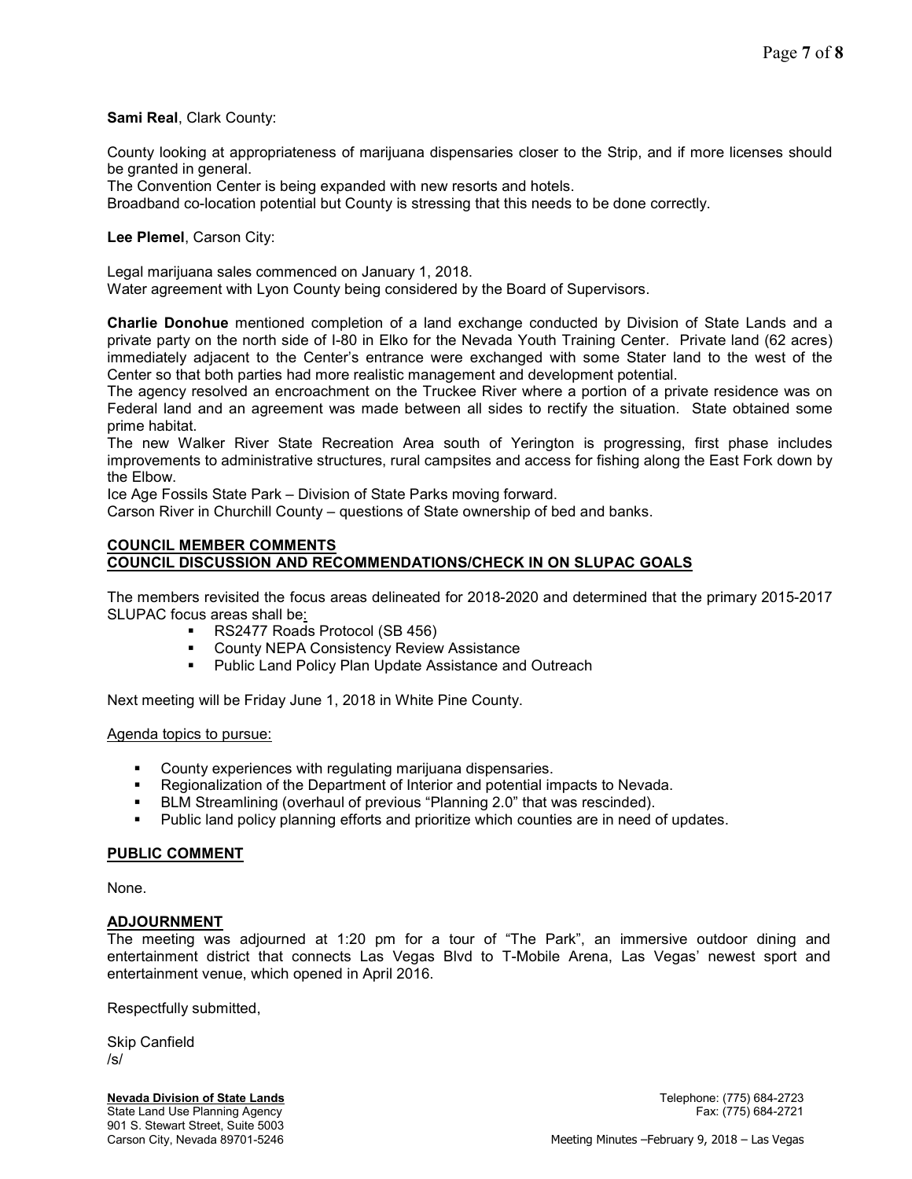**Sami Real**, Clark County:

County looking at appropriateness of marijuana dispensaries closer to the Strip, and if more licenses should be granted in general.
The Convention Center is being expanded with new resorts and hotels.
Broadband co-location potential but County is stressing that this needs to be done correctly.

**Lee Plemel**, Carson City:

Legal marijuana sales commenced on January 1, 2018.
Water agreement with Lyon County being considered by the Board of Supervisors.

**Charlie Donohue** mentioned completion of a land exchange conducted by Division of State Lands and a private party on the north side of I-80 in Elko for the Nevada Youth Training Center. Private land (62 acres) immediately adjacent to the Center's entrance were exchanged with some Stater land to the west of the Center so that both parties had more realistic management and development potential.
The agency resolved an encroachment on the Truckee River where a portion of a private residence was on Federal land and an agreement was made between all sides to rectify the situation. State obtained some prime habitat.
The new Walker River State Recreation Area south of Yerington is progressing, first phase includes improvements to administrative structures, rural campsites and access for fishing along the East Fork down by the Elbow.
Ice Age Fossils State Park – Division of State Parks moving forward.
Carson River in Churchill County – questions of State ownership of bed and banks.

## COUNCIL MEMBER COMMENTS
## COUNCIL DISCUSSION AND RECOMMENDATIONS/CHECK IN ON SLUPAC GOALS

The members revisited the focus areas delineated for 2018-2020 and determined that the primary 2015-2017 SLUPAC focus areas shall be:

- RS2477 Roads Protocol (SB 456)
- County NEPA Consistency Review Assistance
- Public Land Policy Plan Update Assistance and Outreach

Next meeting will be Friday June 1, 2018 in White Pine County.

Agenda topics to pursue:

- County experiences with regulating marijuana dispensaries.
- Regionalization of the Department of Interior and potential impacts to Nevada.
- BLM Streamlining (overhaul of previous "Planning 2.0" that was rescinded).
- Public land policy planning efforts and prioritize which counties are in need of updates.

## PUBLIC COMMENT

None.

## ADJOURNMENT

The meeting was adjourned at 1:20 pm for a tour of "The Park", an immersive outdoor dining and entertainment district that connects Las Vegas Blvd to T-Mobile Arena, Las Vegas' newest sport and entertainment venue, which opened in April 2016.

Respectfully submitted,

Skip Canfield
/s/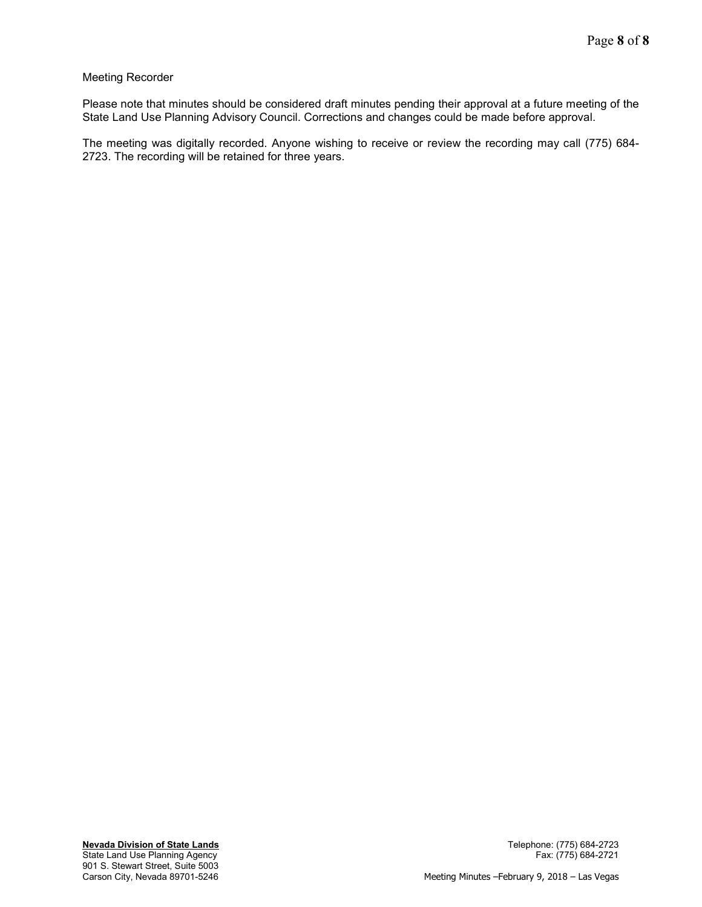Meeting Recorder

Please note that minutes should be considered draft minutes pending their approval at a future meeting of the State Land Use Planning Advisory Council. Corrections and changes could be made before approval.

The meeting was digitally recorded. Anyone wishing to receive or review the recording may call (775) 684-2723. The recording will be retained for three years.